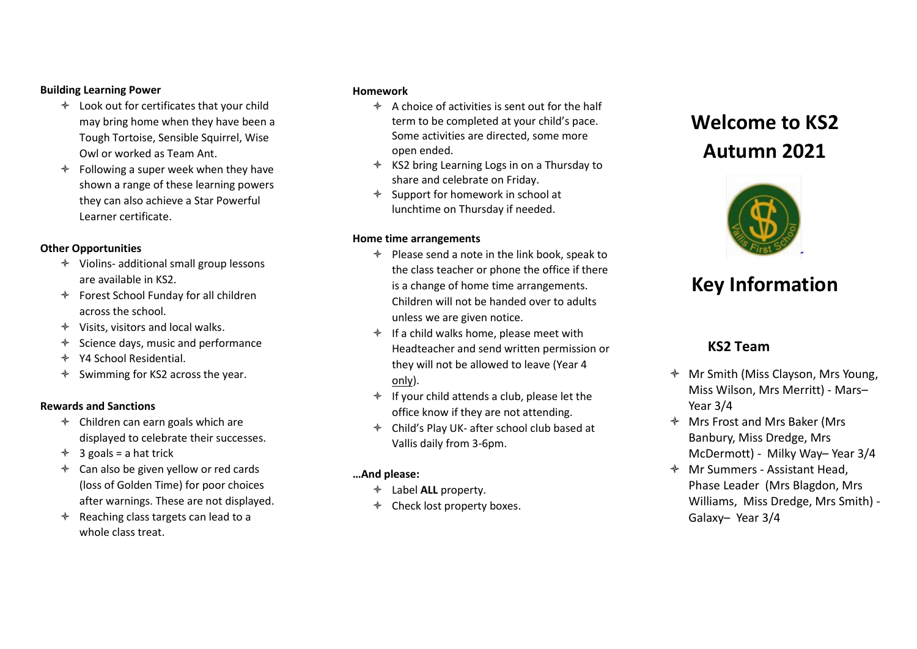### Building Learning Power

- Look out for certificates that your child may bring home when they have been a Tough Tortoise, Sensible Squirrel, Wise Owl or worked as Team Ant.
- Following a super week when they have shown a range of these learning powers they can also achieve a Star Powerful Learner certificate.

### Other Opportunities

- Violins- additional small group lessons are available in KS2.
- Forest School Funday for all children across the school.
- Visits, visitors and local walks.
- Science days, music and performance
- Y4 School Residential.
- Swimming for KS2 across the year.

### Rewards and Sanctions

- Children can earn goals which are displayed to celebrate their successes.
- 3 goals = a hat trick
- Can also be given yellow or red cards (loss of Golden Time) for poor choices after warnings. These are not displayed.
- Reaching class targets can lead to a whole class treat.

### Homework

- A choice of activities is sent out for the half term to be completed at your child's pace. Some activities are directed, some more open ended.
- KS2 bring Learning Logs in on a Thursday to share and celebrate on Friday.
- Support for homework in school at lunchtime on Thursday if needed.

### Home time arrangements

- Please send a note in the link book, speak to the class teacher or phone the office if there is a change of home time arrangements. Children will not be handed over to adults unless we are given notice.
- If a child walks home, please meet with Headteacher and send written permission or they will not be allowed to leave (Year 4 only).
- If your child attends a club, please let the office know if they are not attending.
- Child's Play UK- after school club based at Vallis daily from 3-6pm.

### …And please:

- Label **ALL** property.
- Check lost property boxes.

# Welcome to KS2 Autumn 2021

# Key Information

### KS2 Team

- Mr Smith (Miss Clayson, Mrs Young, Miss Wilson, Mrs Merritt) - Mars– Year 3/4
- Mrs Frost and Mrs Baker (Mrs Banbury, Miss Dredge, Mrs McDermott) - Milky Way– Year 3/4
- Mr Summers - Assistant Head, Phase Leader (Mrs Blagdon, Mrs Williams, Miss Dredge, Mrs Smith) - Galaxy– Year 3/4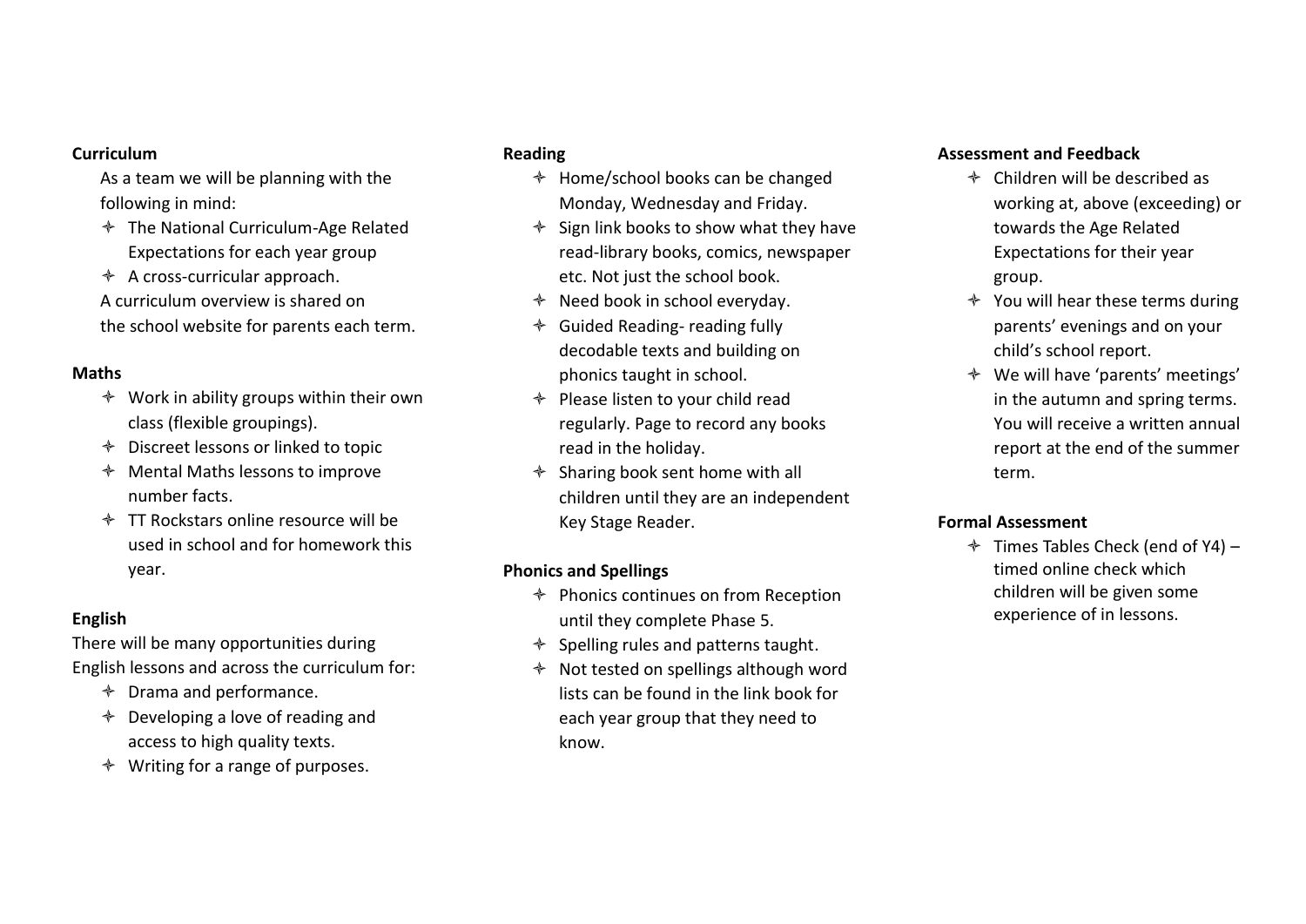**Curriculum**

As a team we will be planning with the following in mind:

- The National Curriculum-Age Related Expectations for each year group
- A cross-curricular approach.

A curriculum overview is shared on the school website for parents each term.

**Maths**

- Work in ability groups within their own class (flexible groupings).
- Discreet lessons or linked to topic
- Mental Maths lessons to improve number facts.
- TT Rockstars online resource will be used in school and for homework this year.

**English**

There will be many opportunities during English lessons and across the curriculum for:

- Drama and performance.
- Developing a love of reading and access to high quality texts.
- Writing for a range of purposes.

**Reading**

- Home/school books can be changed Monday, Wednesday and Friday.
- Sign link books to show what they have read-library books, comics, newspaper etc. Not just the school book.
- Need book in school everyday.
- Guided Reading- reading fully decodable texts and building on phonics taught in school.
- Please listen to your child read regularly. Page to record any books read in the holiday.
- Sharing book sent home with all children until they are an independent Key Stage Reader.

**Phonics and Spellings**

- Phonics continues on from Reception until they complete Phase 5.
- Spelling rules and patterns taught.
- Not tested on spellings although word lists can be found in the link book for each year group that they need to know.

**Assessment and Feedback**

- Children will be described as working at, above (exceeding) or towards the Age Related Expectations for their year group.
- You will hear these terms during parents' evenings and on your child's school report.
- We will have 'parents' meetings' in the autumn and spring terms. You will receive a written annual report at the end of the summer term.

**Formal Assessment**

- Times Tables Check (end of Y4) – timed online check which children will be given some experience of in lessons.